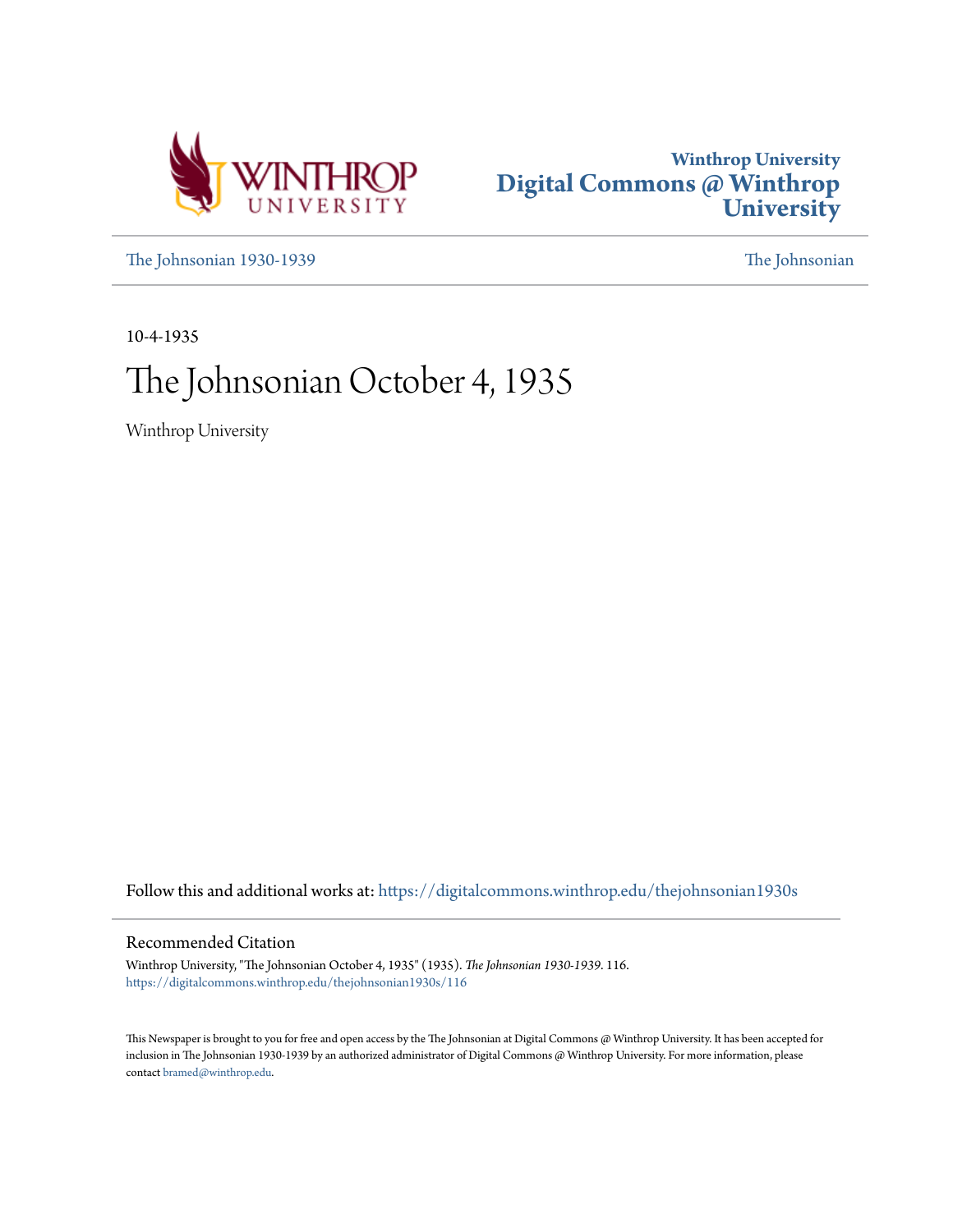Winthrop University
**Digital Commons @ Winthrop University**

The Johnsonian 1930-1939

The Johnsonian

10-4-1935

# The Johnsonian October 4, 1935

Winthrop University

Follow this and additional works at: https://digitalcommons.winthrop.edu/thejohnsonian1930s

## Recommended Citation

Winthrop University, "The Johnsonian October 4, 1935" (1935). *The Johnsonian 1930-1939*. 116.
https://digitalcommons.winthrop.edu/thejohnsonian1930s/116

This Newspaper is brought to you for free and open access by the The Johnsonian at Digital Commons @ Winthrop University. It has been accepted for inclusion in The Johnsonian 1930-1939 by an authorized administrator of Digital Commons @ Winthrop University. For more information, please contact bramed@winthrop.edu.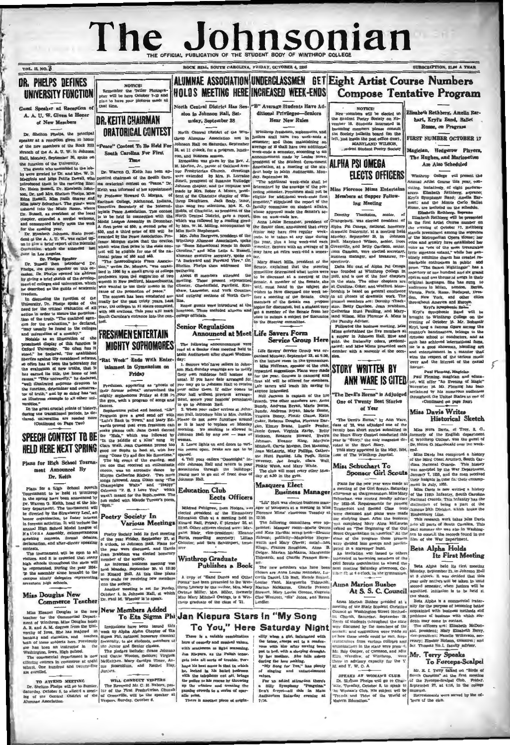# The Johnsonian

THE OFFICIAL PUBLICATION OF THE STUDENT BODY OF WINTHROP COLLEGE

VOL. II, NO. 3 — ROCK HILL, SOUTH CAROLINA, FRIDAY, OCTOBER 4, 1935 — SUBSCRIPTION, $1.00 A YEAR

## DR. PHELPS DEFINES UNIVERSITY FUNCTION

### Guest Speaker at Reception of A. A. U. W. Given to Honor of New Members

Dr. Shelton Phelps, the principal speaker at a reception given in honor of the new members of the Rock Hill Branch of the A. A. U. W. in Johnson Hall, Monday, September 30, spoke on the function of the University.

The guests who assembled in the lobby were greeted by Dr. and Mrs. W. D. Magginis and Miss Pattie Dowell, who pointed them to the receiving line: Dr. Eileen Russell, Dr. Elizabeth Johnson, Dr. and Mrs. Shelton Phelps, Miss Edna Russell, Miss Ruth Shaver and Miss Mary Schuchart. The guests were ushered into the Music Room, where Dr. Russell, as president of the local chapter, extended a cordial welcome, and commented briefly upon the work for the coming year.

Dr. Elizabeth Johnson, State President of the A. A. U. W., was called upon to give a brief report of the Biennial Convention, which she attended last June in Los Angeles.

**Dr. Phelps Speaker**

Dr. Russell then introduced Dr. Phelps, the guest speaker on this occasion. Dr. Phelps opened his address by giving a brief sketch of the development of colleges and universities, which he described as the guilds of academic freedom.

In discussing the function of the University, Dr. Phelps spoke of the need for the critical evaluation of all action in order to insure the perpetuation of the truth. "The qualified agencies for the evaluation," he declared, "may usually be found in the colleges and universities of a country."

Notable as an illustration of the prominent display of this function is Oxford University. "So often has it stood," he declared, "for established liberties against ill-considered reforms, so often has it been the laboratory for the evaluation of new truths, that it has earned its title, the home of lost causes." "This university," he declared, "well illustrated supreme devotion to the function, determiner and conservator of truth," and by so doing has set an illustrious example to all other universities.

In the great crucial points of history, during the transitional periods, he declared, universities are needed more

(Continued on Page Two)

---

**NOTICE!**

Remember the Tailer Photographer will be here October 7-12 and plan to have your pictures made at that time.

---

## DR. KEITH CHAIRMAN ORATORICAL CONTEST

### "Peace" Contest To Be Held For South Carolina For First Time

Dr. Warren G. Keith has been appointed chairman of the South Carolina oratorical contest on "Peace." Dr. Keith was informed of his appointment by Professor Howard G. Morgan, of Earlham College, Richmond, Indiana, Executive Secretary of the Intercollegiate Peace Association. This contest is to be held in connection with the Model League Assembly in December. A first prize of $50, a second prize of $30, and a third prize of $20 will be awarded by the Peace Association. Professor Morgan states that the oration which wins first prize in the state contest will be eligible for one of the national prizes of $60 and $40.

"The Intercollegiate Peace Association," writes Dr. Morgan, "was organized in 1906 by a small group of college professors upon the suggestion of two women in New Bedford, Massachusetts, who wanted to use their means in the cause of the promotion of peace."

The contest has been conducted annually for the past thirty years. Last year, 124 colleges in 21 states competed, with 465 orations. This year will mark South Carolina's entrance into the contest.

---

## SPEECH CONTEST TO BE HELD HERE NEXT SPRING

### Plans for High School Tournament Announced By Dr. Keith

Plans for a High School Speech Tournament to be held at Winthrop in the spring have been announced by Dr. Warren G. Keith, head of the history department. The tournament will be directed by the Strawberry Leaf, an honor organization, to foster interest in forensic activities. It will include the annual High School Model League of Nations Assembly, extemporaneous speaking contests, formal debates, declamation, and after-dinner speaking contests.

The tournament will be open to all visitors, and it is expected that many high schools throughout the state will be represented. During the year 1934-35 the assembly alone brought to the campus ninety delegates representing seventeen high schools.

---

## Miss Douglas New Commerce Teacher

Miss Eleanor Douglas is the new teacher for the Commercial Department of Winthrop. Miss Douglas holds A.B. and A.M. degrees from the University of Iowa. She has majored in banking and statistics, and teaches both of these subjects here. Previously she has been an instructor in the Washington, Iowa, High School.

The commercial department is now offering courses in commerce at night school. One hundred and twenty-five are enrolled.

---

**TO ATTEND MEETING**

Dr. Shelton Phelps will go to Sumter, Saturday, October 5, to attend a meeting of the Central District of the Alumnae Association.

---

## ALUMNAE ASSOCIATION HOLDS MEETING HERE

### North Central District Has Session in Johnson Hall, Saturday, September 28

North Central District of the Winthrop Alumnae Association met in Johnson Hall on Saturday, September 28, at 11 o'clock, for a program, luncheon, and business session.

Invocation was given by the Rev. J. H. Marion, Jr., pastor of Oakland Avenue Presbyterian Church. Greetings were extended by Mrs. R. Lorraine Sinell, president of Susanne Rutledge Johnson chapter, and the response was made by Mrs. Rober A. Moore, president of the Charlotte chapter of Winthrop Daughters. Jack Sealy, tenor, then sang two selections. Mrs. K. O. Hobbs, of Charlotte, as president of the North Central District, gave a report, which was followed by a reading given by Mrs. W. M. Milling, accompanied by Miss Ruth Stephenson.

Mrs. John Hargrove, president of the Winthrop Alumnae Association, spoke on "Some Educational Needs in South Carolina," and Miss Leila A. Russell, alumnae executive secretary, spoke on "A Backward and Forward View." Dr. Shelton Phelps then addressed the gathering.

About 60 members attended the meeting. Those present represented Chester, Chesterfield, Fairfield, Kershaw, Lancaster, and York Counties, and outlying sections of North Carolina.

Roper guests were introduced at the luncheon. These included alumnae and college officials.

---

## FRESHMEN ENTERTAIN MIGHTY SOPHOMORES

### "Rat Week" Ends With Entertainment in Gymnasium on Friday

Freshmen, appearing as "ghosts of their former selves," entertained the mighty sophomores Friday at 6:30 in the gym, with a program of songs and dances.

Sophomores yelled and hooted. "Gib" Ferguson gave a good send off with "Lulu's Back in Town," and Mary Edwards proved that even freshmen can make glamorous calls. Jane Grant danced the "Rhumba," which was followed by "In the Middle of a Kiss" sung by Clara Wall. Jean Chapman proved too good for Sophs to hoot at, with her song "Come Up and See Me Sometime."

The big event of the evening, and the one that received an enthusiastic encore, was an acrobatic dance by Mayme Catherine Rickey. Two more songs followed. Anna Dixon sang "The Champaigne Waltz" and "Happy" Coleman "P. S. I Love You" which wasn't meant for the Sophomores. The fun ended with Maude Turner's poem, "Soph."

---

## Poetry Society In Various Meetings

Poetry Society held its first meeting of the year Friday, September 27, at 5 o'clock, in Johnson Hall. Plans for the year were discussed, and Hattie Jean Bradham was elected honorary member of the society.

An informal business meeting was held Monday, September 30, at 12:30 in Kinard Hall. At this time plans were made for receiving new members into the society.

Another meeting is set for Friday, October 4, in Johnson Hall, at which Dr. Paul M. Wheeler is to speak.

---

## New Members Added To Eta Sigma Phi

Invitations have been issued this week by Alpha Alpha Chapter of Eta Sigma Phi, national honorary classical fraternity, to six students, members of the Junior and Senior classes.

The pledges include: Grace Johnson and Carrie Wooten, Seniors; Virginia McKeithen, Mary Carolyn Ulmer, Annie Rosenblum, and Rachel Hay, Juniors.

---

**WILL CONDUCT VESPERS**

The Reverend Mr. C. H. Nabors, pastor of the First Presbyterian Church of Greenville, will be the speaker at Vespers, Sunday, October 6.

---

## UNDERCLASSMEN GET INCREASED WEEK-ENDS

### "B" Average Students Have Additional Privileges—Seniors Hear New Rules

Winthrop freshmen, sophomores, and juniors shall have two week-ends a semester; and those maintaining an average of B shall have two additional week-ends a semester, according to an announcement made by Louise Howe, president of the Student Government Association, at a meeting of the student body in Main Auditorium, Monday, September 30.

"The additional week-ends shall be determined by the average of the preceding semester. Freshmen shall not be eligible for additional week-ends first semester," stipulated the report of the faculty committee on student affairs, whose approval made the Senate's action on week-ends law.

Anna Louise Renneker, president of the Senior class, announced that every Senior may have five regular week-ends, to be taken at any time during the year, plus a long week-end each semester. Seniors with an average of B may have an extra week-end a semester.

Mary Stuart Mills, president of the Senate, explained that the steering committee determined what topics were to be discussed at a meeting of the Senate. A member of the Senate, she said, must hand in the subject she wishes to have discussed one week before a meeting of the Senate. Only members of the Senate can propose topics for discussion, but a student may get a member of the Senate from her class to submit a subject for discussion to the Steering committee.

---

## Senior Regulations Announced at Meet

The following announcements were read at a Senior class meeting held in Main Auditorium after chapel Wednesday:

1. Seniors who have callers in Johnson Hall Sunday evenings are to notify their own residence hall hostess as usual. If you have date arranged for, you may go to Johnson Hall to receive your caller there. If caller comes to your hall without previous arrangement, secure your hostess' permission to go to Johnson Hall.

2. When your caller arrives at Johnson Hall, introduce him to Mrs. Junkin. Please do not move furniture around as it is hard to replace in Monday morning. No smoking is allowed in Johnson Hall by any one — man or woman.

3. Leave lights on and doors to various rooms open. Desks are not to be opened.

4. Tell your callers "Goodnight" inside Johnson Hall and return to your dormitories through the buildings; young men to go out of front door of Johnson Hall.

---

## Education Club Elects Officers

Mildred Pettigrew, from Hodges, was elected president of the Elementary Education Club at a meeting held in Kinard Hall, Friday, September 28, at 12:30. Other officers elected were: Margaret Blair, vice-president; Eleanor Burts, recording secretary; Lillian Chisolm; and Sara Seneinger, treasurer.

---

## Winthrop Graduate Publishes a Book

A copy of "Sand Dunes and Other Poems" has been presented to the Winthrop Library by the author, Mrs. Mary Owings Miller. Mrs. Miller, formerly Miss Mary Mitchell Owings, is a Winthrop graduate of the class of '21.

---

## Life Savers Form Service Group Here

Life Savers' Service Group was organized Monday, September 23, at 5:30, in the lecture room in the gymnasium.

Miss Hoffman, sponsor of the club, presented suggestions. Plans were made for the year. Courses in canoeing and first aid will be offered for members. Life savers will teach life saving to anyone interested.

Nell Jackson is captain of the life guards. The other members are: Anne Bundy, Andrena Bryan, Marie Boone, Virginia Bunny, Pinckie Clauss, Katie Cokor, Rebecca Douglas, Florence Dargan, Kinney Evans, Lucile Fender, Annie Green, Virginia Harley, Betty Hickson, Rosalyn Howard, Evelyn Johnson, Eleanor King, Marjorie Mitchell, Carrie Morgan, Dot Manning, Jean McLaurin, Mary Phillips, Catherine Hunt Pauling, Lila Pugh, Bettie Sweeney, Jac Sengle, Clara Wall, Pinkie Webb, and Mary White.

The club will meet every other Monday at 4:30 in the gym.

---

## Masquers Elect Business Manager

"Lib" Holt was elected business manager of Masquers at a meeting in Miss Florence Mims' classroom Tuesday at 12:30.

The following committees were appointed: Masquer room—Marie Owens and Kate Hardin; scrap book—Eleanor Hobson; publicity—Madeleine Haynsworth and Mary Oliver; social—Lou Kings, Frances Houghton, Anna B. Geiger, Marian McManus, Marguerite Tidmarsh, and Charlie Frances Stewart.

The new members who have been chosen are Anna Louise Renneker, Lucrelia Daniel, Lib Holt, Mamie Bryant, Louise Paul, Marguerite Tidmarsh, Marian McManus, Charlie Frances Stewart, Mary Louise Greene, Eugenia Oke Wolcott, "Sis" Jones, and Rena Lindler.

---

## Jan Kiepura Stars In "My Song To You," Here Saturday Night

There is a salable combination here of comedy and musical values, with sentiment as light seasoning. Jan Kiepura, as the Polish tenor, gets into all sorts of trouble. Perhaps his best scene is that in which he, locked in his hotel bedroom with the telephone cut off, brings the police to his rescue by throwing up the window and treating the passing crowds to a series of operatic solos.

There is another piece of originality when a girl, infatuated with the tenor, creeps out to a rendezvous with him after having been put to bed, with a sleeping draught, by her mother. She falls asleep during the love making.

"My Song For You" has plenty of singing and entertainment values.

For an added attraction there's a Silly Symphony "Penguins." Don't forget—all this in Main Auditorium Saturday evening at 7:30.

---

## Eight Artist Course Numbers Compose Tentative Program

### Elisabeth Rethberg, Amelia Earhart, Kryl's Band, Ballet Russe, on Program

### FIRST NUMBER OCTOBER 17

### Magician, Hedgerow Players, The Hughes, and Marionettes Are Also Scheduled

Winthrop College will present the Annual Artist Course this year, consisting, tentatively, of eight performances. Elisabeth Rethberg, soprano; Kryl's Symphonic Band; Amelia Earhart; and the Monte Carlo Ballet Russe, are included on the schedule.

**Elisabeth Rethberg, Soprano**

Elisabeth Rethberg will be presented in the first Artist Course number on the evening of October 17. Rethberg stands preeminent among the sopranos of the Metropolitan Opera House; her voice and artistry have established her voice as "one of the most treasurable lyric sopranos extant," while her genuinely remarkable enthusiasm in public and press. "The Saxon Nightingale" has a repertory of one hundred and six grand operas and one thousand songs in their original languages. She has sung to audiences in Milan, London, Berlin, Vienna, Paris, Rome, Budapest, Dresden, New York, and other cities throughout America and Europe.

**Kryl's Symphonic Band**

Kryl's Symphonic Band will be brought to Winthrop College on the evening of October 28. Mr. Bohumir Kryl, long a famous figure among the country's bandmasters, belongs to the virtuoso school of conductors, and as such has achieved international fame, as is a good showman, blending art and entertainment in a manner that wins the respect of the serious music lover and the interest of the casual listener.

**Paul Fleming, Magician**

Paul Fleming, magician and educator, will offer "An Evening of Magic" November 16. Mr. Fleming has been acclaimed by his numerous audiences throughout the United States as one of

(Continued on page four)

---

**NOTICE!**

New members will be elected to the Student Poetry Society on November 15. Students interested in becoming members please consult the Society bulletin board (on the left, just inside the post office door).

MARYLAND WILSON,
President Student Poetry Society

---

## ALPHA PSI OMEGA ELECTS OFFICERS

### Miss Florence Mims Entertains Members at Supper Following Meeting

Dorothy Thackston, senior, of Orangeburg, was elected president of Alpha Psi Omega, national honorary dramatic fraternity, at a meeting held Monday, September 30, in Johnson Hall. Maryland Wilson, senior, from Greenville, and Betty Carlson, senior, from Camden, were elected secretary, business manager, and treasurer, respectively.

Delta Mu cast of Alpha Psi Omega was founded at Winthrop College in 1933, and is one of the four chapters in the state. The other chapters are at Carolina, Coker, and Wofford. Membership is based on general excellence in all phases of dramatic work. The present members are: Dorothy Thackston, Betty Carlson, Jean Bradham, Catherine Hunt Pauling, and Maryland Wilson. Miss Florence A. Mims is the Faculty Adviser.

Following the business meeting, Miss Mims entertained the five members at a supper in Johnson Hall. Blue and gold, the fraternity colors, predominated; and Miss Mims presented each member with a souvenir of the occasion.

---

## STORY WRITTEN BY ANN WARE IS CITED

### "The Devil's Horns" is Adjudged One of Twenty Best Stories of Year

"The Devil's Horns," by Ann Ware, class of '35, was adjudged one of the twenty best short stories submitted in the Short Story Contest conducted this year by "Story," the only magazine devoted to the Short Story.

This story appeared in the May, 1934, issue of The Winthrop Journal.

---

## Miss Schuchart To Sponsor Girl Scouts

Plans for the new year were made at a meeting of the Girl Scouts Saturday afternoon at the gymnasium. Miss Mary Schuchart was elected faculty adviser for 1935-36. Requirements for passing Tenderfoot and Second Class tests were discussed and plans were made for studying them. After the business was completed Mary Alma McLaurin talked on "The Beginning of the Girl Scout Organization in America." At the close of the program those present were divided into groups and participated in a scavenger hunt.

An invitation was issued to others interested in becoming members of the Girl Scouts organization to attend the next meeting Saturday afternoon, October 12, at 4 o'clock, in the gymnasium.

---

## Anna Marion Busbee At S. S. C. Council

Anna Marion Busbee presided at a meeting of the State Student Christian Council at Washington Street Methodist Church, Saturday, September 28. Needs of students throughout the state were discussed by the members of the council; and suggestions were made as to how these needs could be met. Representatives from various colleges and organizations in the state were present. Mr. Roy Cooper, of Clemson, and Miss Elise Wardlaw, of Winthrop, were there in advisory capacity for the Y. M. and Y. W. C. A.

---

**SPEAKS AT WOMAN'S CLUB**

Dr. Shelton Phelps will go to Greenville, Tuesday, October 8, to speak to the Woman's Club. His subject will be "Trends and Tides of the World of Modern Education."

---

## Miss Davis Writes Historical Sketch

Miss Nora Davis, of Troy, S. C., formerly of the English department of Winthrop College, was the guest of Dr. Helen G. MacDonald over the week-end.

Miss Davis has completed a history of the 33rd Coast Artillery, South Carolina National Guards. This history was accepted by the War Department, January 7, 1935, and the men received their insignia in time for their encampment in July, 1935.

Miss Davis is now writing a history of the 118th Infantry, South Carolina National Guards. This infantry has the distinction of being a part of the famous 30th Division, which broke the Hindenburg Line.

This research work takes Miss Davis into all parts of South Carolina. This past summer she was also in Washington to consult the records found in the files of the War Department.

---

## Beta Alpha Holds Its First Meeting

Beta Alpha held its first meeting Monday, September 23, in Johnson Hall at 5 o'clock. It was decided that this year only seniors will be taken in until second semester, when juniors will be admitted. Initiation is to be held at the Shack.

Beta Alpha is a commercial fraternity for the purpose of becoming better acquainted with business methods and problems of business with which students may come in contact.

The officers are: Elizabeth McDonald, president; Mary Elizabeth Berry, vice-president; Nazelle Wilkerson, secretary; Eleanor Hobson, treasurer; and Mr. Thomas W. Noel, faculty adviser.

---

## Mr. Terry Speaks To Forceps-Scalpel

Mr. E. I. Terry talked on "Birds of South Carolina" at the first meeting of the Forceps-Scalpel Club, Friday, September 27, at 4:15, in the college museum.

Refreshments were served by the officers of the club.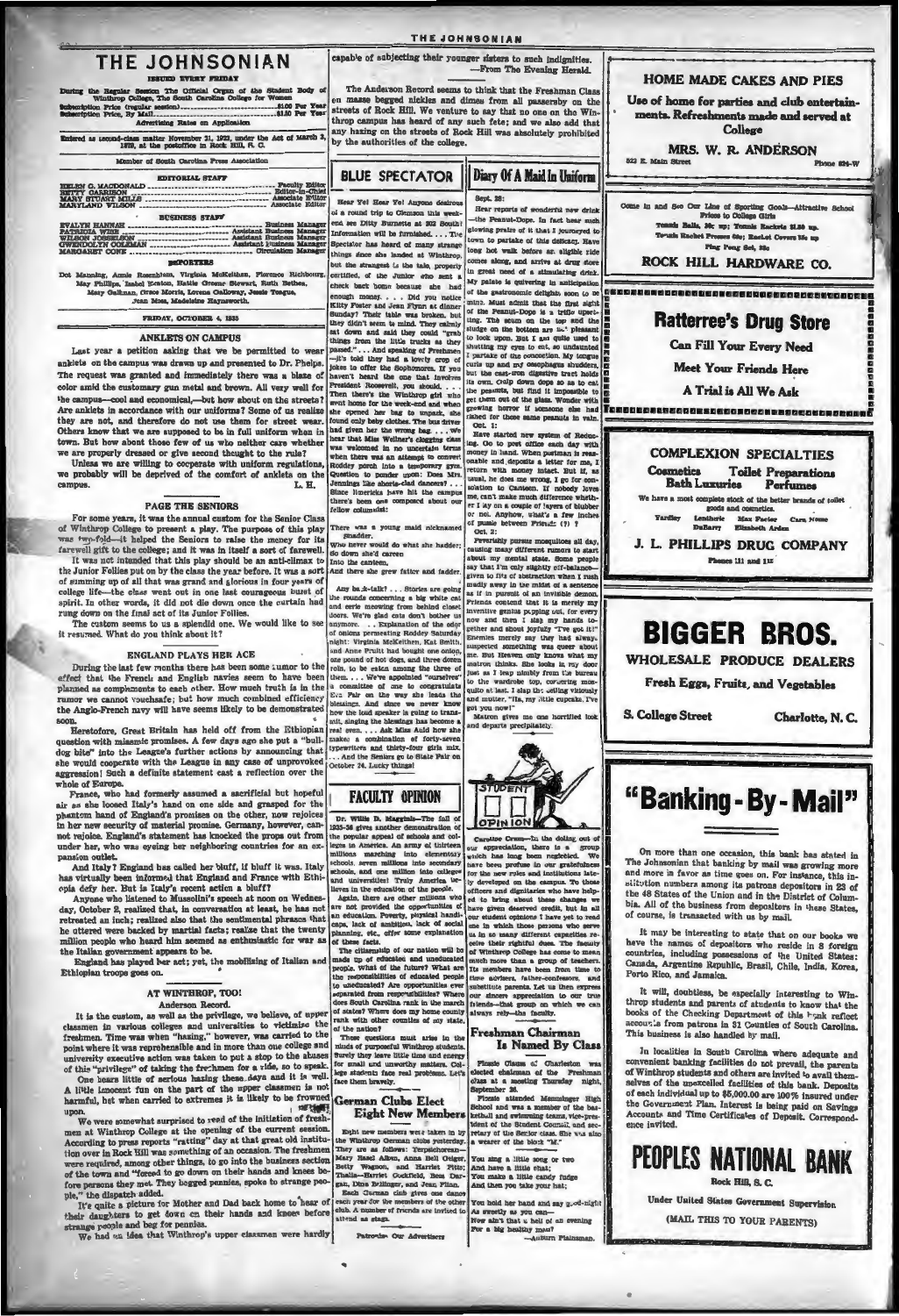# THE JOHNSONIAN

ISSUED EVERY FRIDAY

During the Regular Session The Official Organ of the Student Body of Winthrop College, The South Carolina College for Women

Subscription Price (regular session) .......... $1.00 Per Year
Subscription Price, By Mail .......... $1.50 Per Year

Advertising Rates on Application

Entered as second-class matter November 21, 1923, under the Act of March 3, 1879, at the postoffice in Rock Hill, S. C.

Member of South Carolina Press Association

## EDITORIAL STAFF

HELEN G. MACDONALD .......... Faculty Editor
BETTY GARRISON .......... Editor-in-Chief
MARY STUART MILLS .......... Associate Editor
MARYLAND WILSON .......... Associate Editor

## BUSINESS STAFF

EVALYN HANNAH .......... Business Manager
PATRICIA WISE .......... Assistant Business Manager
WILSON JOSSELSON .......... Assistant Business Manager
GWENDOLYN COLEMAN .......... Assistant Business Manager
MARGARET CONE .......... Circulation Manager

## REPORTERS

Dot Manning, Annie Rosenblum, Virginia McKeithen, Florence Richbourg, May Phillips, Isabel Easton, Hattie Greene Stewart, Ruth Bethea, Mary Gallman, Grace Morris, Lorena Galloway, Jessie Teague, Jean Moss, Madeleine Haynsworth.

FRIDAY, OCTOBER 4, 1935

## ANKLETS ON CAMPUS

Last year a petition asking that we be permitted to wear anklets on the campus was drawn up and presented to Dr. Phelps. The request was granted and immediately there was a blaze of color amid the customary gun metal and brown. All very well for the campus—cool and economical,—but how about on the streets? Are anklets in accordance with our uniforms? Some of us realize they are not, and therefore do not use them for street wear. Others know that we are supposed to be in full uniform when in town. But how about those few of us who neither care whether we are properly dressed or give second thought to the rule?

Unless we are willing to cooperate with uniform regulations, we probably will be deprived of the comfort of anklets on the campus.

L. H.

## PAGE THE SENIORS

For some years, it was the annual custom for the Senior Class of Winthrop College to present a play. The purpose of this play was two-fold—it helped the Seniors to raise the money for its farewell gift to the college; and it was in itself a sort of farewell.

It was not intended that this play should be an anti-climax to the Junior Follies put on by the class the year before. It was a sort of summing up of all that was grand and glorious in four years of college life—the class went out in one last courageous burst of spirit. In other words, it did not die down once the curtain had rung down on the final act of its Junior Follies.

The custom seems to us a splendid one. We would like to see it resumed. What do you think about it?

## ENGLAND PLAYS HER ACE

During the last few months there has been some rumor to the effect that the French and English navies seem to have been planned as complements to each other. How much truth is in the rumor we cannot vouchsafe; but how much combined efficiency the Anglo-French navy will have seems likely to be demonstrated soon.

Heretofore, Great Britain has held off from the Ethiopian question with miasmic promises. A few days ago she put a "bull-dog bite" into the League's further actions by announcing that she would cooperate with the League in any case of unprovoked aggression! Such a definite statement cast a reflection over the whole of Europe.

France, who had formerly assumed a sacrificial but hopeful air as she loosed Italy's hand on one side and grasped for the phantom hand of England's promises on the other, now rejoices in her new security of material promise. Germany, however, cannot rejoice. England's statement has knocked the props out from under her, who was eyeing her neighboring countries for an expansion outlet.

And Italy? England has called her bluff, if bluff it was. Italy has virtually been informed that England and France with Ethiopia defy her. But is Italy's recent action a bluff?

Anyone who listened to Mussolini's speech at noon on Wednesday, October 2, realized that, in conversation at least, he has not retreated an inch; realized also that the sentimental phrases that he uttered were backed by martial facts; realize that the twenty million people who heard him seemed as enthusiastic for war as the Italian government appears to be.

England has played her ace; yet, the mobilizing of Italian and Ethiopian troops goes on.

## AT WINTHROP, TOO!

Anderson Record.

It is the custom, as well as the privilege, we believe, of upper classmen in various colleges and universities to victimize the freshmen. Time was when "hazing," however, was carried to the point where it was reprehensible and in more than one college and university executive action was taken to put a stop to the abuses of this "privilege" of taking the freshmen for a ride, so to speak.

One hears little of serious hazing these days and it is well. A little innocent fun on the part of the upper classmen is not harmful, but when carried to extremes it is likely to be frowned upon.

We were somewhat surprised to read of the initiation of freshmen at Winthrop College at the opening of the current session. According to press reports "ratting" day at that great old institution over in Rock Hill was something of an occasion. The freshmen were required, among other things, to go into the business section of the town and "forced to go down on their hands and knees before persons they met. They begged pennies, spoke to strange people," the dispatch added.

It's quite a picture for Mother and Dad back home to hear of their daughters to get down on their hands and knees before strange people and beg for pennies.

We had no idea that Winthrop's upper classmen were hardly capable of subjecting their younger sisters to such indignities.

—From The Evening Herald.

The Anderson Record seems to think that the Freshman Class en masse begged nickles and dimes from all passersby on the streets of Rock Hill. We venture to say that no one on the Winthrop campus has heard of any such fete; and we also add that any hazing on the streets of Rock Hill was absolutely prohibited by the authorities of the college.

## BLUE SPECTATOR

Hear Ye! Hear Ye! Anyone desirous of a round trip to Clemson this week-end see Ditty Burnette at 302 South! Information will be furnished. . . . The Spectator has heard of many strange things since she has landed at Winthrop, but the strangest is the tale, properly certified, of the Junior who sent a check back home because she had enough money. . . . Did you notice Kitty Foster and Jean Flynn at dinner Sunday? Their table was broken, but they didn't seem to mind. They calmly sat down and said they could "grab things from the little trucks as they passed." . . . And speaking of Freshmen—it's told they had a lovely crop of jokes to offer the Sophomores. If you haven't heard the one that involves President Roosevelt, you should. . . . Then there's the Winthrop girl who went home for the week-end and when she opened her bag to unpack, she found only baby clothes. The bus driver had given her the wrong bag. . . . We hear that Miss Wellner's clogging class was welcomed in no uncertain terms when there was an attempt to convert Roddey porch into a temporary gym. Question to ponder upon: Does Mrs. Jennings like shorts-clad dancers? . . . Since limericks have hit the campus there's been one composed about our fellow columnist:

There was a young maid nicknamed Snadder,
Who never would do what she hadder;
So down she'd careen
Into the canteen,
And there she grew fatter and fadder.

Any ba-k-talk? . . . Stories are going the rounds concerning a big white cat and eerie meowing from behind closet doors. We're glad cats don't bother us anymore. . . . Explanation of the odor of onions permeating Roddey Saturday night: Virginia McKeithen, Kat Smith, and Anne Pruitt had bought one onion, one pound of hot dogs, and three dozen rolls, to be eaten among the three of them. . . . We've appointed "ourselves" a committee of one to congratulate Eva Fair on the way she leads the blessings. And since we never know how the loud speaker is going to transmit, singing the blessings has become a real even. . . . Ask Miss Auld how she makes a combination of forty-seven typewriters and thirty-four girls mix. . . . And the Seniors go to State Fair on October 24. Lucky things!

## FACULTY OPINION

Dr. Willis D. Magginis—The fall of 1935-36 gives another demonstration of the popular appeal of schools and colleges in America. An army of thirteen millions marching into elementary schools, seven millions into secondary schools, and one million into colleges and universities! Truly America believes in the education of the people.

Again, there are other millions who are not provided the opportunities of an education. Poverty, physical handicaps, lack of ambition, lack of social planning, etc., offer some explanation of these facts.

The citizenship of our nation will be made up of educated and uneducated people. What of the future? What are the responsibilities of educated people to uneducated? Are opportunities ever separated from responsibilities? Where does South Carolina rank in the march of states? Where does my home county rank with other counties of my state, of the nation?

These questions must arise in the minds of purposeful Winthrop students. Surely they leave little time and energy for small and unworthy matters. College students face real problems. Let's face them bravely.

## German Clubs Elect Eight New Members

Eight new members were taken in by the Winthrop German clubs yesterday. They are as follows: Terpsichorean—Mary Hazel Alban, Anna Bell Geiger, Betty Wagnon, and Harriet Pitts; Thalia—Harriet Cockfield, Bess Dargan, Dina Brillinger, and Jean Plinn.

Each German club gives one dance each year for the members of the other club. A number of friends are invited to attend as stags.

Patronize Our Advertisers

## Diary Of A Maid In Uniform

Sept. 28:

Hear reports of wonderful new drink—the Peanut-Dope. In fact hear such glowing praise of it that I journeyed to town to partake of this delicacy. Have long hot walk before an eligible ride comes along, and arrive at drug store in great need of a stimulating drink. My palate is quivering in anticipation of the gastronomic delight, soon to be mine. Must admit that the first sight of the Peanut-Dope is a trifle upsetting. The scum on the top and the sludge on bottom are not pleasant to look upon. But I am quite used to shutting my eyes to eat, so undaunted I partake of the concoction. My tongue curls up and my oesophagus shudders, but the cast-iron digestive tract holds its own. Gulp down dope so as to eat the peanuts, but find it impossible to get them out of the glass. Wonder with growing horror if someone else had risked for those same peanuts in vain.

Oct. 1:

Have started new system of Reducing. Go to post office each day with money in hand. When postman is reasonable and deposits a letter for me, I return with money intact. But if, as usual, he does me wrong, I go for consolation to Canteen. If nobody loves me, can't make much difference whether I ay on a couple of layers of blubber or not. Anyhow, what's a few inches of pounds between Friends (?) ?

Oct. 2:

Feverishly pursue mosquitoes all day, causing many different rumors to start about my mental state. Some people say that I'm only slightly off-balance—given to fits of abstraction when I rush madly away in the midst of a sentence as if in pursuit of an invisible demon. Friends contend that it is merely my inventive genius popping out, for every now and then I slap my hands together and shout joyfully "I've got it!" Enemies merely say that I had always suspected something was queer about me. But Heaven only knows what my matron thinks. She looks in my door just as I leap nimbly from the bureau to the wardrobe top, cornering mosquito at last. I slap the colling viciously and mutter, "Ha, my little cupcake, I've got you now!"

Matron gives me one horrified look and departs precipitately.

## STUDENT OPINION

Caroline Crum—In the doling out of our appreciation, there is a group which has long been neglected. We have been profuse in our gratefulness for the new rules and institutions lately developed on the campus. To those officers and dignitaries who have helped to bring about these changes we have given deserved credit, but in all our student opinions I have yet to read one in which those persons who serve us in so many different capacities receive their rightful due. The faculty of Winthrop College has come to mean much more than a group of teachers. Its members have been from time to time advisers, father-confessors, and substitute parents. Let us then express our sincere appreciation to our true friends—that group on which we can always rely—the faculty.

## Freshman Chairman Is Named By Class

Pinnie Clause of Charleston was elected chairman of the Freshman class at a meeting Thursday night, September 26.

Pinnie attended Memminger High School and was a member of the basketball and swimming teams, vice-president of the Student Council, and secretary of the Senior class. She was also a wearer of the block "M."

You sing a little song or two
And have a little chat;
You make a little candy fudge
And then you take your hat;

You hold her hand and say good-night
As sweetly as you can—
Now ain't that a hell of an evening
For a big healthy man?

—Auburn Plainsman.

---

## HOME MADE CAKES AND PIES

Use of home for parties and club entertainments. Refreshments made and served at College

**MRS. W. R. ANDERSON**

522 E. Main Street — Phone 624-W

---

Come in and See Our Line of Sporting Goods—Attractive School Prices to College Girls

Tennis Balls, 3 for up; Tennis Rackets $1.50 up.
Tennis Racket Presses 60c; Racket Covers 35c up
Ping Pong Set, 95c

## ROCK HILL HARDWARE CO.

---

## Ratterree's Drug Store

Can Fill Your Every Need

Meet Your Friends Here

A Trial is All We Ask

---

## COMPLEXION SPECIALTIES

Cosmetics — Toilet Preparations
Bath Luxuries — Perfumes

We have a most complete stock of the better brands of toilet goods and cosmetics.

Yardley — Lentheric — Max Factor — Cara Nome
DuBarry — Elizabeth Arden

## J. L. PHILLIPS DRUG COMPANY

Phones 111 and 112

---

# BIGGER BROS.

WHOLESALE PRODUCE DEALERS

Fresh Eggs, Fruits, and Vegetables

S. College Street — Charlotte, N. C.

---

# "Banking-By-Mail"

On more than one occasion, this bank has stated in The Johnsonian that banking by mail was growing more and more in favor as time goes on. For instance, this institution numbers among its patrons depositors in 23 of the 48 States of the Union and in the District of Columbia. All of the business from depositors in these States, of course, is transacted with us by mail.

It may be interesting to state that on our books we have the names of depositors who reside in 8 foreign countries, including possessions of the United States: Canada, Argentine Republic, Brazil, Chile, India, Korea, Porto Rico, and Jamaica.

It will, doubtless, be especially interesting to Winthrop students and parents of students to know that the books of the Checking Department of this bank reflect accounts from patrons in 31 Counties of South Carolina. This business is also handled by mail.

In localities in South Carolina where adequate and convenient banking facilities do not prevail, the parents of Winthrop students and others are invited to avail themselves of the unexcelled facilities of this bank. Deposits of each individual up to $5,000.00 are 100% insured under the Government Plan. Interest is being paid on Savings Accounts and Time Certificates of Deposit. Correspondence invited.

# PEOPLES NATIONAL BANK

Rock Hill, S. C.

Under United States Government Supervision

(MAIL THIS TO YOUR PARENTS)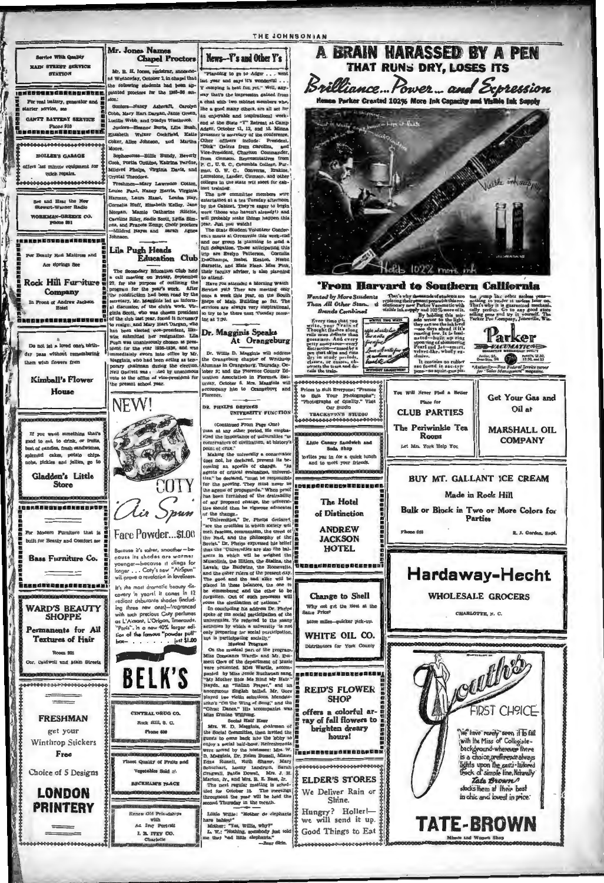Service With Quality

MAIN STREET SERVICE STATION

For real battery, generator and starter service, see

GANTT BATTERY SERVICE
Phone 910

HOLLER'S GARAGE

offers last minute equipment for quick repairs.

See and Hear the New Stewart-Warner Radio

WORKMAN-GREENE CO.
Phone 881

For Beauty Rest Mattress and Ace Springs See

Rock Hill Furniture Company

In Front of Andrew Jackson Hotel

Do not let a loved one's birthday pass without remembering them with flowers from

Kimball's Flower House

If you want something that's good to eat, to drink, or fruits, best of candies, fresh sandwiches, splendid cakes, potato chips, nabs, pickles and jellies, go to

Gladden's Little Store

For Modern Furniture that is built for Beauty and Comfort see

Bass Furniture Co.

WARD'S BEAUTY SHOPPE

Permanents for All Textures of Hair

Room 201

Cor. Caldwell and Main Streets

FRESHMAN

get your Winthrop Stickers Free

Choice of 5 Designs

LONDON PRINTERY

## Mr. Jones Names Chapel Proctors

Mr. R. H. Jones, registrar, announced Wednesday, October 2, in chapel that the following students had been appointed proctors for the 1935-36 session:

Seniors—Nancy Ashcraft, Carolyn Cobb, Mary Hart Dargan, Janie Green, Lucille Webb, and Gladys Westbrook.

Juniors—Eleanor Burts, Lila Bush, Elizabeth Walker Cockfield, Katie Coker, Alice Johnson, and Martha Moore.

Sophomores—Billie Bundy, Beverly Cook, Portia Outlaw, Katrina Pardue, Mildred Phelps, Virginia Davis, and Crystal Theodore.

Freshmen—Mary Lawrence Cotton, Louise Fant, Nancy Harris, Virginia Harmon, Laura Hazel, Louise Hay, Cornelia Huff, Elizabeth Kelley, Jane Morgan, Mamie Catherine Ritchie, Caroline Riley, Sadie Scott, Lydia Simons, and Frances Zemp; Choir proctors —Mildred Hayes and Sarah Agnes Johnson.

## Lila Pugh Heads Education Club

The Secondary Education Club held a call meeting on Friday, September 27, for the purpose of outlining the program for the year's work. After the constitution had been read by the secretary, Mr. Magginis led an informal discussion of the club's work. Virginia Scott, who was chosen president of the club last year, found it necessary to resign, and Mary Hart Dargan, who has been elected vice-president, likewise submitted her resignation. Lila Pugh was unanimously chosen as president for the year 1935-1936, and was immediately sworn into office by Mr. Magginis, who had been acting as temporary chairman during the election. Nell Garrett was elected by unanimous vote to the office of vice-president for the present school year.

NEW!

COTY

Air Spun

Face Powder...$1.00

Because it's softer, smoother—because its shades are warmer younger—because it clings for longer . . . Coty's new "AirSpun" will prove a revelation in loveliness.

It's the most dramatic beauty discovery in years! It comes in 12 radiant debutante shades (including three new ones)—fragranced with such precious Coty perfumes as L'Aimant, L'Origan, Emeraude, "Paris". In a new 40% larger edition of the famous "powder puff" box . . . . . . just $1.00

BELK'S

CENTRAL DRUG CO.
Rock Hill, S. C.
Phone 630

Finest Quality of Fruits and Vegetables Sold at

BECKHAM'S PLACE

Renew Old Friendships with An Ivey Portrait

J. B. IVEY CO.
Charlotte

## News—Y's and Other Y's

"Planning to go to Adger . . . went last year and says it's wonderful . . . Y camping is best fun yet." Well, anyway that's the impression gained from a chat with two cabinet members who, like a good many others, are all set for an enjoyable and inspirational week-end at the State "Y" Retreat at Camp Adger, October 11, 12, and 13. Minna Neussner is secretary of the conference. Other officers include: President, "Dink" Geiger from Carolina, and Vice-President, Charlton Commander, from Clemson. Representatives from P. C., U. S. C., Columbia College, Furman, G. W. C., Converse, Erskine, Limestone, Lander, Clemson, and other colleges in the state will meet for cabinet training.

The new committee members were entertained at a tea Tuesday afternoon by the Cabinet. They're eager to begin work (those who haven't already!) and will probably make things happen this year. Just you watch!

The State Student Volunteer Conference meets at Greenville this week-end and our group is planning to send a full delegation. Those anticipating this trip are Evelyn Patterson, Cornelia DeChamps, Isabel Keaton, Nesbit Barnette, and Elsie Plant. Miss Pick, their faculty adviser, is also planning to attend.

Have you attended a Morning Watch Service yet? They are meeting only once a week this year, on the South Steps of Main Building so far. The services are always very inspirational, so try to be there next Tuesday morning at 7:30.

## Dr. Magginis Speaks At Orangeburg

Dr. Willis D. Magginis will address the Orangeburg chapter of Winthrop Alumnae in Orangeburg, Thursday, October 3; and the Florence County Education Association in Florence, Saturday, October 5. Mrs. Magginis will accompany him to Orangeburg and Florence.

## DR. PHELPS DEFINES UNIVERSITY FUNCTION

(Continued From Page One)

than at any other period. He emphasized the importance of universities "as conservators of civilization, at history's point of crux."

Making the university a conservator does not, he declared, prevent its becoming an apostle of change. "As agents of critical evaluation, universities," he declared, "must be responsible for the proving. They must never be the agents of propaganda." When proof has been furnished of the desirability of any proposed change, the universities should then be vigorous advocates of the change.

"Universities," Dr. Phelps declared, "are the crucibles in which society will melt fascism, communism, the creed of the Nazi, and the philosophy of the Soviet." Dr. Phelps expressed his belief that the "Universities are also the balances in which will be weighed the Mussolinis, the Hitlers, the Stalins, the Lavals, the Baldwins, the Roosevelts, and the other rulers of the present day. The good and the bad alike will be placed in these balances, the one to be remembered and the other to be forgotten. Out of such processes will come the civilization of nations."

In concluding his address Dr. Phelps spoke of the social participation of the universities. He referred to the many activities by which a university "is not only preparing for social participation, but is participating socially."

**Musical Program**

On the musical part of the program, Miss Constance Wardle and Mr. Emmett Gore of the department of Music were presented. Miss Wardle, accompanied by Miss Jessie Buchanan sang, "My Mother Bids Me Bind My Hair," Haydn, an "Italian Prayer," and an anonymous English ballad. Mr. Gore played two violin selections, Mendelssohn's "On the Wing of Song," and the "Ghost Dance." His accompanist was Miss Ermine Willfong.

**Social Half Hour**

Mrs. W. D. Magginis, chairman of the Social Committee, then invited the guests to come back into the lobby to enjoy a social half-hour. Refreshments were served by the hostesses: Mrs. W. D. Magginis, Dr. Helen Russell, Misses Edna Russell, Ruth Shaver, Mary Schuchart, Lonny Landrum, Sarah Cragwall, Pattie Dowell, Mrs. J. H. Marion, Jr., and Mrs. E. E. Bass, Jr.

The next regular meeting is scheduled for October 15. The meetings throughout the year will be held the second Thursday in the month.

Little Willie: "Mother do elephants have babies?"

Mother: "Yes, Willie, why?"

L. W.: "Nothing, somebody just told me they had little elephants."

—Bear Skin.

# A BRAIN HARASSED BY A PEN THAT RUNS DRY, LOSES ITS

*Brilliance...Power... and Expression*

Hence Parker Created 102% More Ink Capacity and Visible Ink Supply

Holds 102% more ink

## 'From Harvard to Southern California

*Wanted by More Students Than All Other Stars... Brands Combined*

Every time that you write, your Train of Thought flashes along rails more delicate than gossamer. And every petty annoyance—every distraction—caused by a pen that skips and runs dry in study periods, classes, or exams, obstructs the track and derails the train.

That's why thousands of students are replacing their present pens with this revolutionary new Parker Vacumatic with visible ink supply and 102% more of it. By holding this miracle writer to the light, they can see the ink level—see days ahead if it's running low. It is laminated—built up ring upon ring of shimmering Pearl and Jet—smart, velvet-like, wholly exclusive.

It contains no rubber sac found in sac-type pens—no squirt-gun piston pump like other sacless pens—nothing to render it useless later on. That's why it is guaranteed mechanically perfect. Go to any good store selling pens and try it yourself. The Parker Pen Company, Janesville, Wis.

Parker VACUMATIC

Junior, $5; Over-Size, $10. Pencils, $2.50, $3.50, and $5

*Authority—Ross Federal Service survey for "Sales Management" magazine.

Prices to Suit Everyone; "Frames to Suit Your Photographs"; "Photographs of Quality." Visit Our Studio

TRACKSTON'S STUDIO

Little Canary Sandwich and Soda Shop

invites you in for a quick lunch and to meet your friends.

The Hotel of Distinction

ANDREW JACKSON HOTEL

Change to Shell

Why not get the Best at the Same Price?

More miles—quicker pick-up.

WHITE OIL CO.

Distributors for York County

REID'S FLOWER SHOP

offers a colorful array of fall flowers to brighten dreary hours!

ELDER'S STORES

We Deliver Rain or Shine.

Hungry? Holler!—we will send it up.

Good Things to Eat

You Will Never Find a Better Place for

CLUB PARTIES

The Periwinkle Tea Room

Let Mrs. York Help You

Get Your Gas and Oil at

MARSHALL OIL COMPANY

BUY MT. GALLANT ICE CREAM

Made in Rock Hill

Bulk or Block in Two or More Colors for Parties

Phone 660 — R. J. Gordon, Supt.

## Hardaway-Hecht

WHOLESALE GROCERS

CHARLOTTE, N. C.

*Youth's* FIRST CHOICE

We have rarely seen it to fail with the Miss of Collegiate-background-wherever there is a choice, preference always lights upon the semi-tailored frock of simple line. Naturally *Tate Brown* stocks them at their best in chic and loved in price.

TATE-BROWN

Misses and Women Shop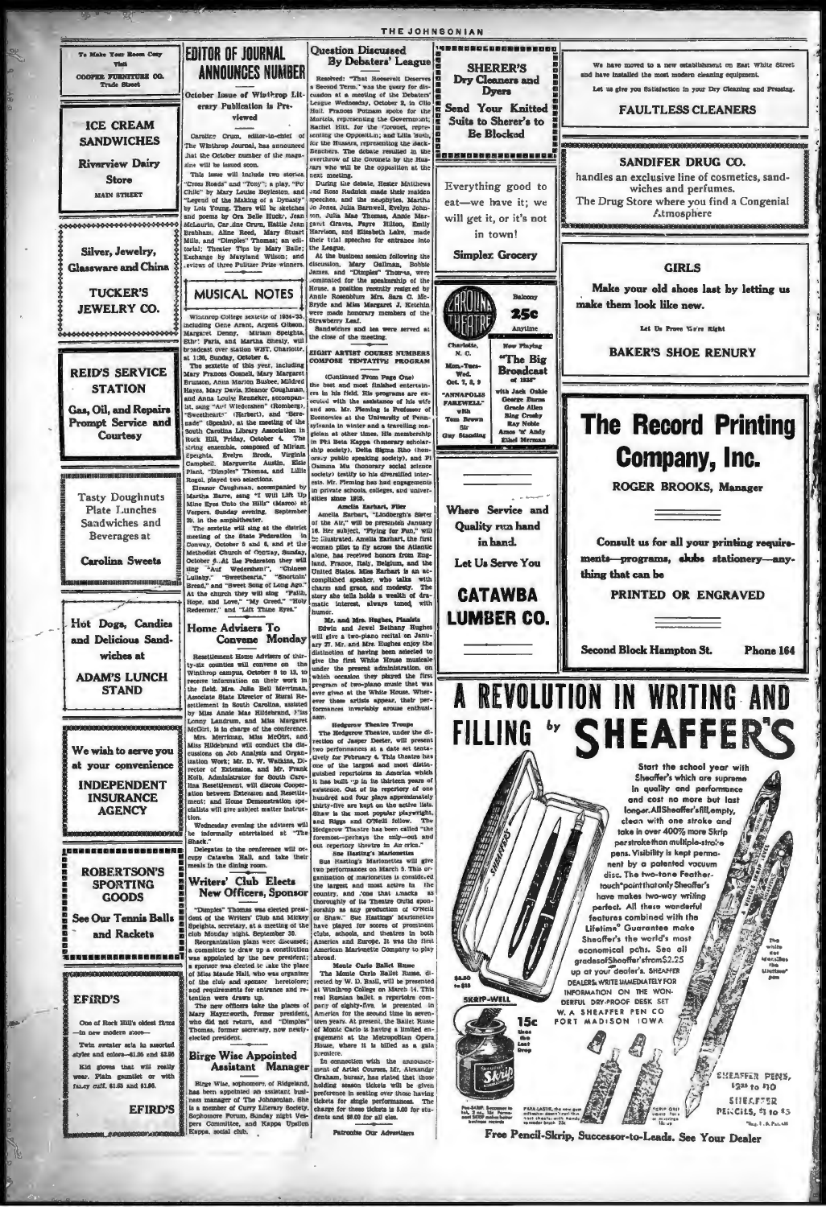To Make Your Room Cozy
Visit
COOPER FURNITURE CO.
Trade Street

ICE CREAM SANDWICHES
Riverview Dairy Store
MAIN STREET

Silver, Jewelry, Glassware and China
TUCKER'S JEWELRY CO.

REID'S SERVICE STATION
Gas, Oil, and Repairs
Prompt Service and Courtesy

Tasty Doughnuts
Plate Lunches
Sandwiches and Beverages at
Carolina Sweets

Hot Dogs, Candies and Delicious Sandwiches at
ADAM'S LUNCH STAND

We wish to serve you at your convenience
INDEPENDENT INSURANCE AGENCY

ROBERTSON'S SPORTING GOODS
See Our Tennis Balls and Rackets

EFIRD'S

One of Rock Hill's oldest firms—in new modern store—

Twin sweater sets in assorted styles and colors—$1.95 and $2.95

Kid gloves that will really wear. Plain gauntlet or with fancy cuff. $1.65 and $1.95.

EFIRD'S

## EDITOR OF JOURNAL ANNOUNCES NUMBER

### October Issue of Winthrop Literary Publication is Previewed

Caroline Crum, editor-in-chief of The Winthrop Journal, has announced that the October number of the magazine will be issued soon.

This issue will include two stories, "Cross Roads" and "Tony"; a play, "Po' Chile" by Mary Louise Boyleston, and "Legend of the Making of a Dynasty" by Lois Young. There will be sketches and poems by Ora Belle Huck, Jean McLaurin, Caroline Crum, Hattie Jean Brabham, Aline Reed, Mary Stuart Mills, and "Dimples" Thomas; an editorial; Theater Tips by Mary Belle; Exchange by Maryland Wilson; and reviews of three Pulitzer Prize winners.

## MUSICAL NOTES

Winthrop College sextette of 1934-35, including Gene Arant, Argent Gibson, Margaret Denny, Miriam Speights, Ethel Faris, and Martha Shealy, will broadcast over station WBT, Charlotte, at 1:30, Sunday, October 6.

The sextette of this year, including Mary Frances Cosnell, Mary Margaret Brunson, Anna Marion Busbee, Mildred Hayes, Mary Davis, Eleanor Coughman, and Anna Louise Renneker, accompanist, sang "Auf Wiedersehen" (Romberg), "Sweethearts" (Herbert), and "Serenade" (Speaks), at the meeting of the South Carolina Library Association in Rock Hill, Friday, October 4. The string ensemble, composed of Miriam Speights, Evelyn Brock, Virginia Campbell, Marguerite Austin, Elsie Plant, "Dimples" Thomas, and Lillie Rogol, played two selections.

Eleanor Caughman, accompanied by Martha Barre, sang "I Will Lift Up Mine Eyes Unto the Hills" (Marco) at Vespers, Sunday evening, September 29, in the amphitheater.

The sextette will sing at the district meeting of the State Federation in Conway, October 5 and 6, and at the Methodist Church of Conway, Sunday, October 6. At the Federation they will sing "Auf Wiedersehen", "Chinese Lullaby," "Sweethearts," "Shortnin' Bread," and "Sweet Song of Long Ago." At the church they will sing "Faith, Hope, and Love," "My Creed," "Holy Redeemer," and "Lift Thine Eyes."

## Home Advisers To Convene Monday

Resettlement Home Advisers of thirty-six counties will convene on the Winthrop campus, October 8 to 12, to receive information on their work in the field. Mrs. Julia Bell Merriman, Associate State Director of Rural Resettlement in South Carolina, assisted by Miss Annie Mae Hildebrand, Miss Lonny Landrum, and Miss Margaret McOirt, is in charge of the conference.

Mrs. Merriman, Miss McOirt, and Miss Hildebrand will conduct the discussions on Job Analysis and Organization Work; Mr. D. W. Watkins, Director of Extension, and Mr. Frank Kolb, Administrator for South Carolina Resettlement, will discuss Cooperation between Extension and Resettlement; and House Demonstration specialists will give subject matter instruction.

Wednesday evening the advisers will be informally entertained at "The Shack."

Delegates to the conference will occupy Catawba Hall, and take their meals in the dining room.

## Writers' Club Elects New Officers, Sponsor

"Dimples" Thomas was elected president of the Writers' Club and Mickey Speights, secretary, at a meeting of the club Monday night, September 30.

Reorganization plans were discussed; a committee to draw up a constitution was appointed by the new president; a sponsor was elected to take the place of Miss Maude Hall, who was organizer of the club and sponsor heretofore; and requirements for entrance and retention were drawn up.

The new officers take the places of Mary Haynsworth, former president, who did not return, and "Dimples" Thomas, former secretary, now newly-elected president.

## Birge Wise Appointed Assistant Manager

Birge Wise, sophomore, of Ridgeland, has been appointed an assistant business manager of The Johnsonian. She is a member of Curry Literary Society, Sophomore Forum, Sunday night Vespers Committee, and Kappa Upsilon Kappa, social club.

## Question Discussed By Debaters' League

Resolved: "That Roosevelt Deserves a Second Term," was the query for discussion at a meeting of the Debaters' League Wednesday, October 2, in Clio Hall. Frances Putnam spoke for the Marlets, representing the Government; Rachel Hitt, for the Coronet, representing the Opposition; and Lilla Smith, for the Hussars, representing the Backbenchers. The debate resulted in the overthrow of the Coronets by the Hussars who will be the opposition at the next meeting.

During the debate, Hester Matthews and Rose Rudnick made their maiden speeches, and the neophytes, Martha Jo Jones, Julia Barnwell, Evelyn Johnson, Julia Mae Thomas, Annie Margaret Graves, Fayre Hilton, Emily Harrison, and Elizabeth Lake, made their trial speeches for entrance into the League.

At the business session following the discussion, Mary Gallman, Bobbie James, and "Dimples" Thomas, were nominated for the speakership of the House, a position recently resigned by Annie Rosenblum. Mrs. Sara C. McBryde and Miss Margaret J. Ketchin were made honorary members of the Strawberry Leaf.

Sandwiches and tea were served at the close of the meeting.

## EIGHT ARTIST COURSE NUMBERS COMPOSE TENTATIVE PROGRAM

(Continued From Page One)

the best and most finished entertainers in his field. His programs are executed with the assistance of his wife and son. Mr. Fleming is Professor of Economics at the University of Pennsylvania in winter and a travelling magician at other times. His membership in Phi Beta Kappa (honorary scholarship society), Delta Sigma Rho (honorary public speaking society), and Pi Gamma Mu (honorary social science society) testify to his diversified interests. Mr. Fleming has had engagements in private schools, colleges, and universities since 1918.

**Amelia Earhart, Flier**

Amelia Earhart, "Lindbergh's Sister of the Air," will be presented January 16. Her subject, "Flying for Fun," will be illustrated. Amelia Earhart, the first woman pilot to fly across the Atlantic alone, has received honors from England, France, Italy, Belgium, and the United States. Miss Earhart is an accomplished speaker, who talks with charm and grace, and modesty. The story she tells holds a wealth of dramatic interest, always toned with humor.

**Mr. and Mrs. Hughes, Pianists**

Edwin and Jewel Bethany Hughes will give a two-piano recital on January 27. Mr. and Mrs. Hughes enjoy the distinction of having been selected to give the first White House musicale under the present administration, on which occasion they played the first program of two-piano music that was ever given at the White House. Wherever these artists appear, their performances invariably arouse enthusiasm.

**Hedgerow Theatre Troupe**

The Hedgerow Theatre, under the direction of Jasper Deeter, will present two performances at a date set tentatively for February 4. This theatre has one of the largest and most distinguished repertoires in America which it has built up in its thirteen years of existence. Out of its repertory of one hundred and four plays approximately thirty-five are kept on the active lists. Shaw is the most popular playwright, and Riggs and O'Neill follow. The Hedgerow Theatre has been called "the foremost—perhaps the only—out and out repertory theatre in America."

**Sue Hasting's Marionettes**

Sue Hasting's Marionettes will give two performances on March 5. This organization of marionettes is considered the largest and most active in the country, and "one that knocks as thoroughly of its Theatre Guild sponsorship as any production of O'Neill or Shaw." Sue Hastings' Marionettes have played for scores of prominent clubs, schools, and theatres in both America and Europe. It was the first American Marionette Company to play abroad.

**Monte Carlo Ballet Russe**

The Monte Carlo Ballet Russe, directed by W. D. Basil, will be presented at Winthrop College on March 14. This real Russian ballet, a repertoire company of eighty-five, is presented in America for the second time in seventeen years. At present, the Ballet Russe of Monte Carlo is having a limited engagement at the Metropolitan Opera House, where it is billed as a gala premiere.

In connection with the announcement of Artist Courses, Mr. Alexander Graham, bursar, has stated that those holding season tickets will be given preference in seating over those having tickets for single performances. The charge for these tickets is $.60 for students and $6.00 for all else.

Patronize Our Advertisers

SHERER'S
Dry Cleaners and Dyers
Send Your Knitted Suits to Sherer's to Be Blocked

Everything good to eat—we have it; we will get it, or it's not in town!
Simplex Grocery

CAROLINA THEATRE
Charlotte, N. C.
Balcony 25c Anytime
Mon.-Tues.-Wed. Oct. 7, 8, 9
"ANNAPOLIS FAREWELL" with Tom Brown, Sir Guy Standing
Now Playing "The Big Broadcast of 1936" with Jack Oakie, George Burns, Gracie Allen, Bing Crosby, Ray Noble, Amos 'n' Andy, Ethel Merman

Where Service and Quality run hand in hand.
Let Us Serve You
CATAWBA LUMBER CO.

We have moved to a new establishment on East White Street and have installed the most modern cleaning equipment.
Let us give you Satisfaction in your Dry Cleaning and Pressing.
FAULTLESS CLEANERS

SANDIFER DRUG CO.
handles an exclusive line of cosmetics, sandwiches and perfumes.
The Drug Store where you find a Congenial Atmosphere

GIRLS
Make your old shoes last by letting us make them look like new.
Let Us Prove We're Right
BAKER'S SHOE RENURY

# The Record Printing Company, Inc.
ROGER BROOKS, Manager

Consult us for all your printing requirements—programs, clubs stationery—anything that can be
PRINTED OR ENGRAVED

Second Block Hampton St. Phone 164

# A REVOLUTION IN WRITING AND FILLING by SHEAFFER'S

Start the school year with Sheaffer's which are supreme in quality and performance and cost no more but last longer. All Sheaffer's fill, empty, clean with one stroke and take in over 400% more Skrip per stroke than multiple-stroke pens. Visibility is kept permanent by a patented vacuum disc. The two-tone Feathertouch point that only Sheaffer's have makes two-way writing perfect. All these wonderful features combined with the Lifetime Guarantee make Sheaffer's the world's most economical pens. See all grades of Sheaffer's from $2.25 up at your dealer's. SHEAFFER DEALERS: WRITE IMMEDIATELY FOR INFORMATION ON THE WONDERFUL DRY-PROOF DESK SET
W. A. SHEAFFER PEN CO
FORT MADISON IOWA

SKRIP-WELL $4.50 to $15
Skrip 15c
SHEAFFER PENS, $2.25 to $10
SHEAFFER PENCILS, $1 to $5

Free Pencil-Skrip, Successor-to-Leads. See Your Dealer